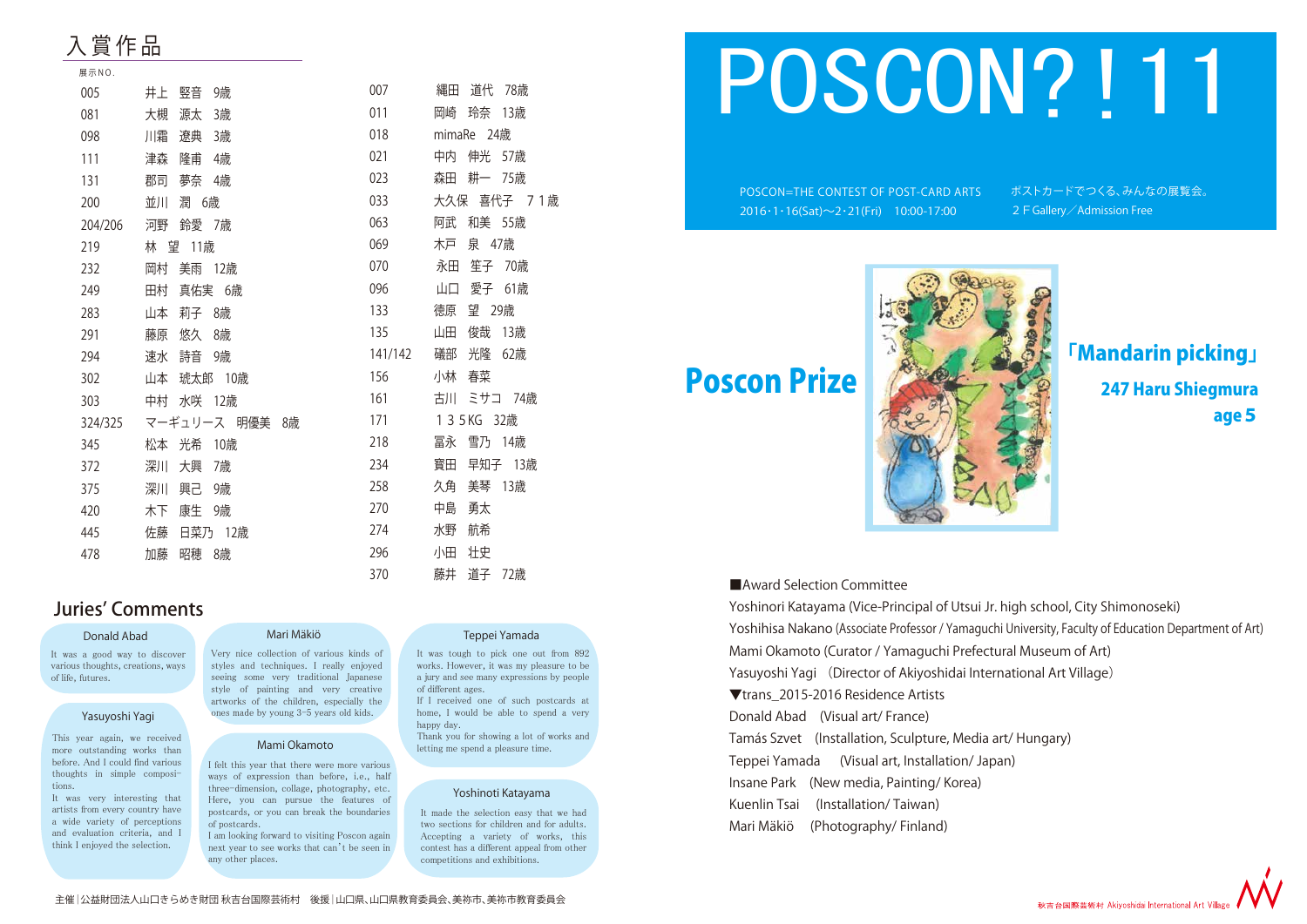# POSCON?！11

POSCON=THE CONTEST OF POST-CARD ARTS
2016・1・16(Sat)〜2・21(Fri)　10:00-17:00

ポストカードでつくる、みんなの展覧会。
２ＦGallery／Admission Free

## Poscon Prize

「Mandarin picking」
**247 Haru Shiegmura**
**age 5**

## 入賞作品

| 展示NO. | |
|---|---|
| 005 | 井上　竪音　9歳 |
| 081 | 大槻　源太　3歳 |
| 098 | 川霜　遼典　3歳 |
| 111 | 津森　隆甫　4歳 |
| 131 | 郡司　夢奈　4歳 |
| 200 | 並川　潤　6歳 |
| 204/206 | 河野　鈴愛　7歳 |
| 219 | 林　望　11歳 |
| 232 | 岡村　美雨　12歳 |
| 249 | 田村　真佑実　6歳 |
| 283 | 山本　莉子　8歳 |
| 291 | 藤原　悠久　8歳 |
| 294 | 速水　詩音　9歳 |
| 302 | 山本　琥太郎　10歳 |
| 303 | 中村　水咲　12歳 |
| 324/325 | マーギュリース　明優美　8歳 |
| 345 | 松本　光希　10歳 |
| 372 | 深川　大興　7歳 |
| 375 | 深川　興己　9歳 |
| 420 | 木下　康生　9歳 |
| 445 | 佐藤　日菜乃　12歳 |
| 478 | 加藤　昭穂　8歳 |
| 007 | 縄田　道代　78歳 |
| 011 | 岡崎　玲奈　13歳 |
| 018 | mimaRe　24歳 |
| 021 | 中内　伸光　57歳 |
| 023 | 森田　耕一　75歳 |
| 033 | 大久保　喜代子　７１歳 |
| 063 | 阿武　和美　55歳 |
| 069 | 木戸　泉　47歳 |
| 070 | 永田　笙子　70歳 |
| 096 | 山口　愛子　61歳 |
| 133 | 徳原　望　29歳 |
| 135 | 山田　俊哉　13歳 |
| 141/142 | 礒部　光隆　62歳 |
| 156 | 小林　春菜 |
| 161 | 古川　ミサコ　74歳 |
| 171 | １３５KG　32歳 |
| 218 | 冨永　雪乃　14歳 |
| 234 | 賓田　早知子　13歳 |
| 258 | 久角　美琴　13歳 |
| 270 | 中島　勇太 |
| 274 | 水野　航希 |
| 296 | 小田　壮史 |
| 370 | 藤井　道子　72歳 |

## Juries' Comments

**Donald Abad**

It was a good way to discover various thoughts, creations, ways of life, futures.

**Yasuyoshi Yagi**

This year again, we received more outstanding works than before. And I could find various thoughts in simple compositions.
It was very interesting that artists from every country have a wide variety of perceptions and evaluation criteria, and I think I enjoyed the selection.

**Mari Mäkiö**

Very nice collection of various kinds of styles and techniques. I really enjoyed seeing some very traditional Japanese style of painting and very creative artworks of the children, especially the ones made by young 3-5 years old kids.

**Mami Okamoto**

I felt this year that there were more various ways of expression than before, i.e., half three-dimension, collage, photography, etc. Here, you can pursue the features of postcards, or you can break the boundaries of postcards.
I am looking forward to visiting Poscon again next year to see works that can't be seen in any other places.

**Teppei Yamada**

It was tough to pick one out from 892 works. However, it was my pleasure to be a jury and see many expressions by people of different ages.
If I received one of such postcards at home, I would be able to spend a very happy day.
Thank you for showing a lot of works and letting me spend a pleasure time.

**Yoshinoti Katayama**

It made the selection easy that we had two sections for children and for adults. Accepting a variety of works, this contest has a different appeal from other competitions and exhibitions.

■Award Selection Committee

Yoshinori Katayama (Vice-Principal of Utsui Jr. high school, City Shimonoseki)
Yoshihisa Nakano (Associate Professor / Yamaguchi University, Faculty of Education Department of Art)
Mami Okamoto (Curator / Yamaguchi Prefectural Museum of Art)
Yasuyoshi Yagi （Director of Akiyoshidai International Art Village）
▼trans_2015-2016 Residence Artists
Donald Abad　(Visual art/ France)
Tamás Szvet　(Installation, Sculpture, Media art/ Hungary)
Teppei Yamada　(Visual art, Installation/ Japan)
Insane Park　(New media, Painting/ Korea)
Kuenlin Tsai　(Installation/ Taiwan)
Mari Mäkiö　(Photography/ Finland)

主催｜公益財団法人山口きらめき財団 秋吉台国際芸術村　後援｜山口県、山口県教育委員会、美祢市、美祢市教育委員会

秋吉台国際芸術村 Akiyoshidai International Art Village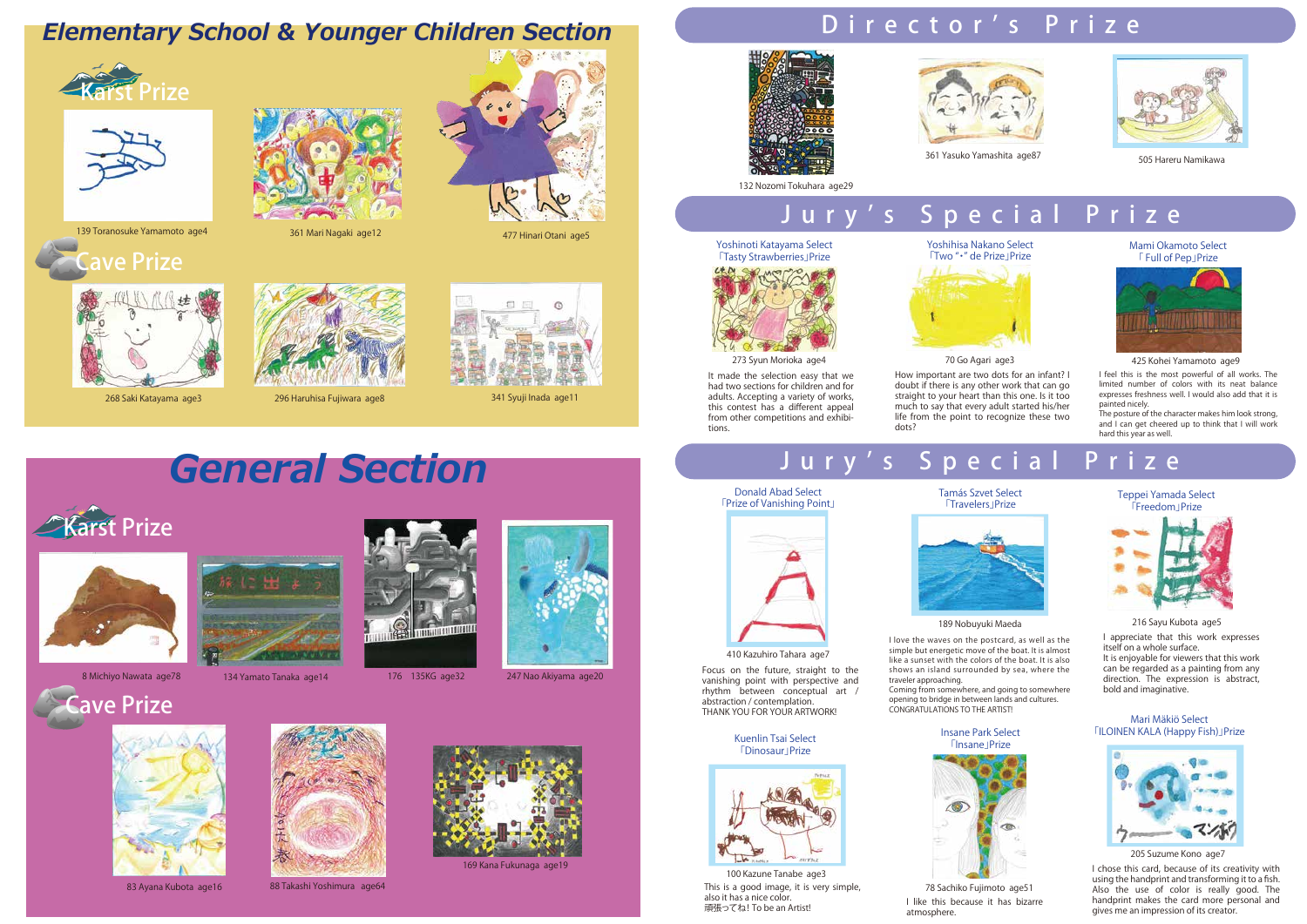# Elementary School & Younger Children Section

## Karst Prize

139 Toranosuke Yamamoto age4

361 Mari Nagaki age12

477 Hinari Otani age5

## Cave Prize

268 Saki Katayama age3

296 Haruhisa Fujiwara age8

341 Syuji Inada age11

# General Section

## Karst Prize

8 Michiyo Nawata age78

134 Yamato Tanaka age14

176 135KG age32

247 Nao Akiyama age20

## Cave Prize

83 Ayana Kubota age16

88 Takashi Yoshimura age64

169 Kana Fukunaga age19

# Director's Prize

132 Nozomi Tokuhara age29

361 Yasuko Yamashita age87

505 Hareru Namikawa

# Jury's Special Prize

Yoshinoti Katayama Select
「Tasty Strawberries」Prize

273 Syun Morioka age4

It made the selection easy that we had two sections for children and for adults. Accepting a variety of works, this contest has a different appeal from other competitions and exhibitions.

Yoshihisa Nakano Select
「Two "･" de Prize」Prize

70 Go Agari age3

How important are two dots for an infant? I doubt if there is any other work that can go straight to your heart than this one. Is it too much to say that every adult started his/her life from the point to recognize these two dots?

Mami Okamoto Select
「Full of Pep」Prize

425 Kohei Yamamoto age9

I feel this is the most powerful of all works. The limited number of colors with its neat balance expresses freshness well. I would also add that it is painted nicely.
The posture of the character makes him look strong, and I can get cheered up to think that I will work hard this year as well.

# Jury's Special Prize

Donald Abad Select
「Prize of Vanishing Point」

410 Kazuhiro Tahara age7

Focus on the future, straight to the vanishing point with perspective and rhythm between conceptual art / abstraction / contemplation.
THANK YOU FOR YOUR ARTWORK!

Tamás Szvet Select
「Travelers」Prize

189 Nobuyuki Maeda

I love the waves on the postcard, as well as the simple but energetic move of the boat. It is almost like a sunset with the colors of the boat. It is also shows an island surrounded by sea, where the traveler approaching.
Coming from somewhere, and going to somewhere opening to bridge in between lands and cultures.
CONGRATULATIONS TO THE ARTIST!

Teppei Yamada Select
「Freedom」Prize

216 Sayu Kubota age5

I appreciate that this work expresses itself on a whole surface.
It is enjoyable for viewers that this work can be regarded as a painting from any direction. The expression is abstract, bold and imaginative.

Kuenlin Tsai Select
「Dinosaur」Prize

100 Kazune Tanabe age3

This is a good image, it is very simple, also it has a nice color.
頑張ってね! To be an Artist!

Insane Park Select
「Insane」Prize

78 Sachiko Fujimoto age51

I like this because it has bizarre atmosphere.

Mari Mäkiö Select
「ILOINEN KALA (Happy Fish)」Prize

205 Suzume Kono age7

I chose this card, because of its creativity with using the handprint and transforming it to a fish. Also the use of color is really good. The handprint makes the card more personal and gives me an impression of its creator.